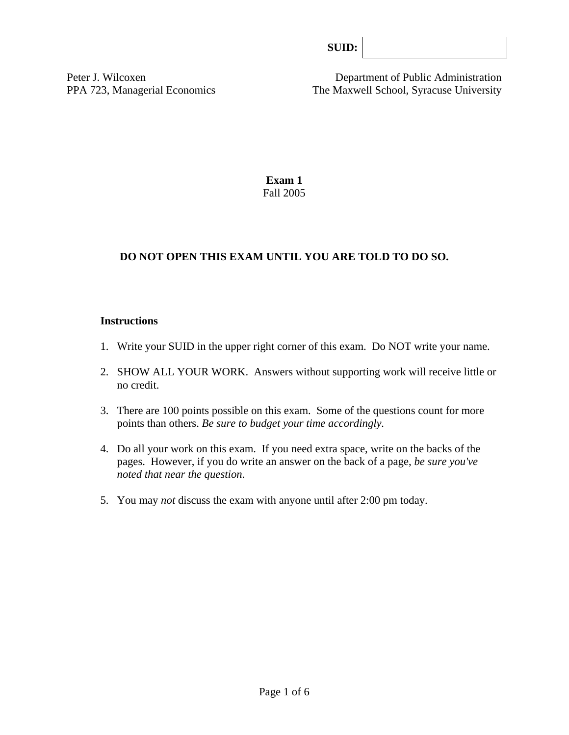**SUID:** 

Peter J. Wilcoxen
PPA 723, Managerial Economics

Department of Public Administration
The Maxwell School, Syracuse University

# Exam 1

Fall 2005

**DO NOT OPEN THIS EXAM UNTIL YOU ARE TOLD TO DO SO.**

**Instructions**

1. Write your SUID in the upper right corner of this exam. Do NOT write your name.

2. SHOW ALL YOUR WORK. Answers without supporting work will receive little or no credit.

3. There are 100 points possible on this exam. Some of the questions count for more points than others. *Be sure to budget your time accordingly*.

4. Do all your work on this exam. If you need extra space, write on the backs of the pages. However, if you do write an answer on the back of a page, *be sure you've noted that near the question*.

5. You may *not* discuss the exam with anyone until after 2:00 pm today.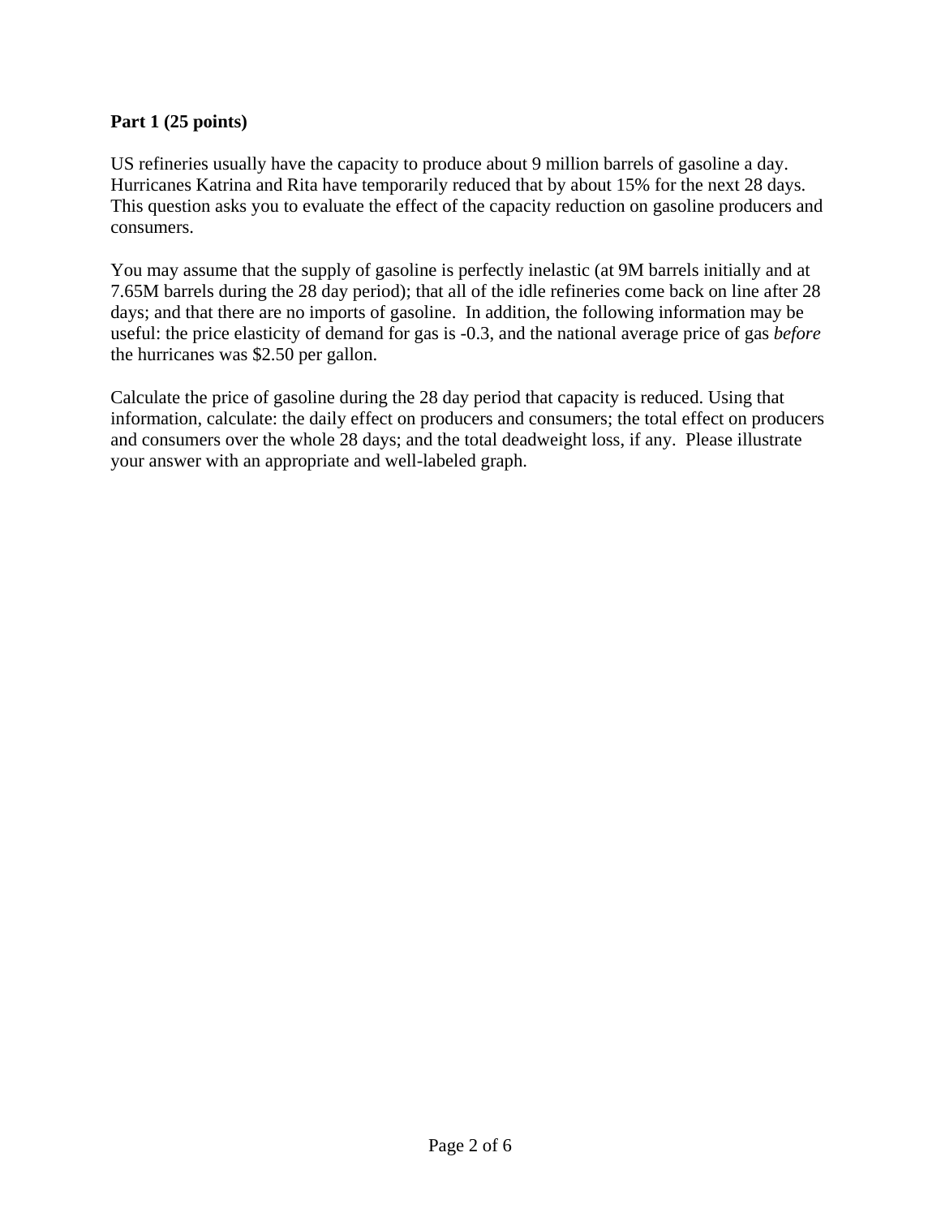**Part 1 (25 points)**

US refineries usually have the capacity to produce about 9 million barrels of gasoline a day. Hurricanes Katrina and Rita have temporarily reduced that by about 15% for the next 28 days. This question asks you to evaluate the effect of the capacity reduction on gasoline producers and consumers.

You may assume that the supply of gasoline is perfectly inelastic (at 9M barrels initially and at 7.65M barrels during the 28 day period); that all of the idle refineries come back on line after 28 days; and that there are no imports of gasoline. In addition, the following information may be useful: the price elasticity of demand for gas is -0.3, and the national average price of gas *before* the hurricanes was $2.50 per gallon.

Calculate the price of gasoline during the 28 day period that capacity is reduced. Using that information, calculate: the daily effect on producers and consumers; the total effect on producers and consumers over the whole 28 days; and the total deadweight loss, if any. Please illustrate your answer with an appropriate and well-labeled graph.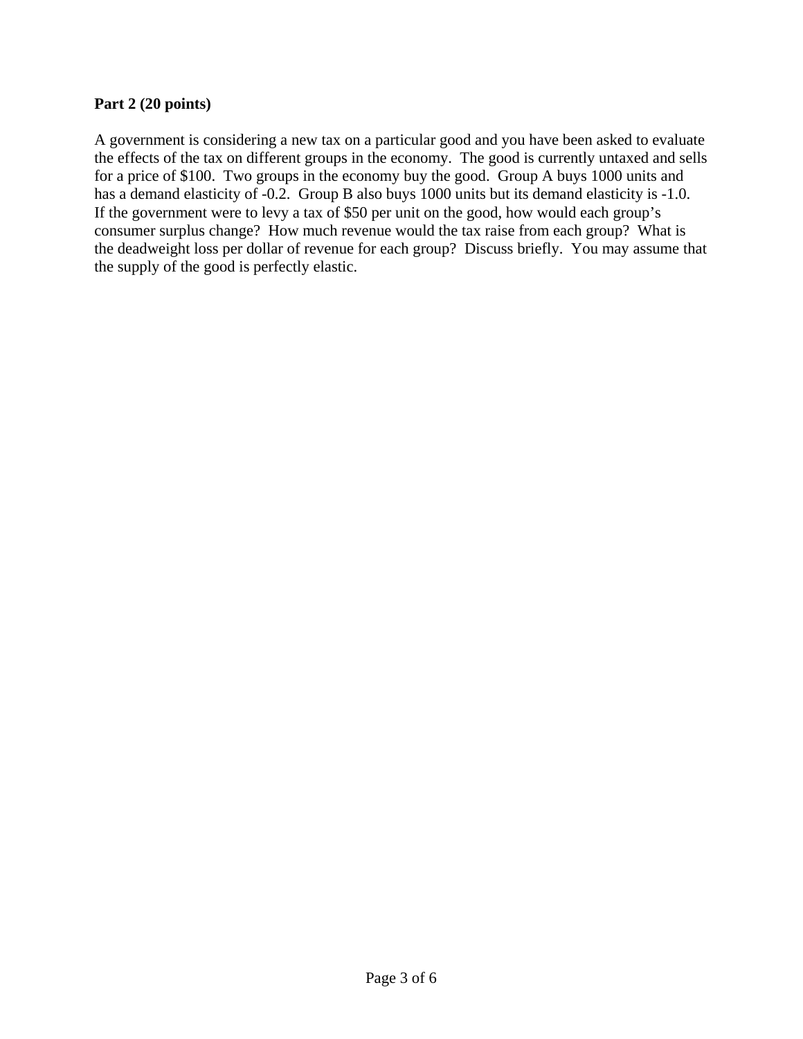**Part 2 (20 points)**

A government is considering a new tax on a particular good and you have been asked to evaluate the effects of the tax on different groups in the economy. The good is currently untaxed and sells for a price of $100. Two groups in the economy buy the good. Group A buys 1000 units and has a demand elasticity of -0.2. Group B also buys 1000 units but its demand elasticity is -1.0. If the government were to levy a tax of $50 per unit on the good, how would each group's consumer surplus change? How much revenue would the tax raise from each group? What is the deadweight loss per dollar of revenue for each group? Discuss briefly. You may assume that the supply of the good is perfectly elastic.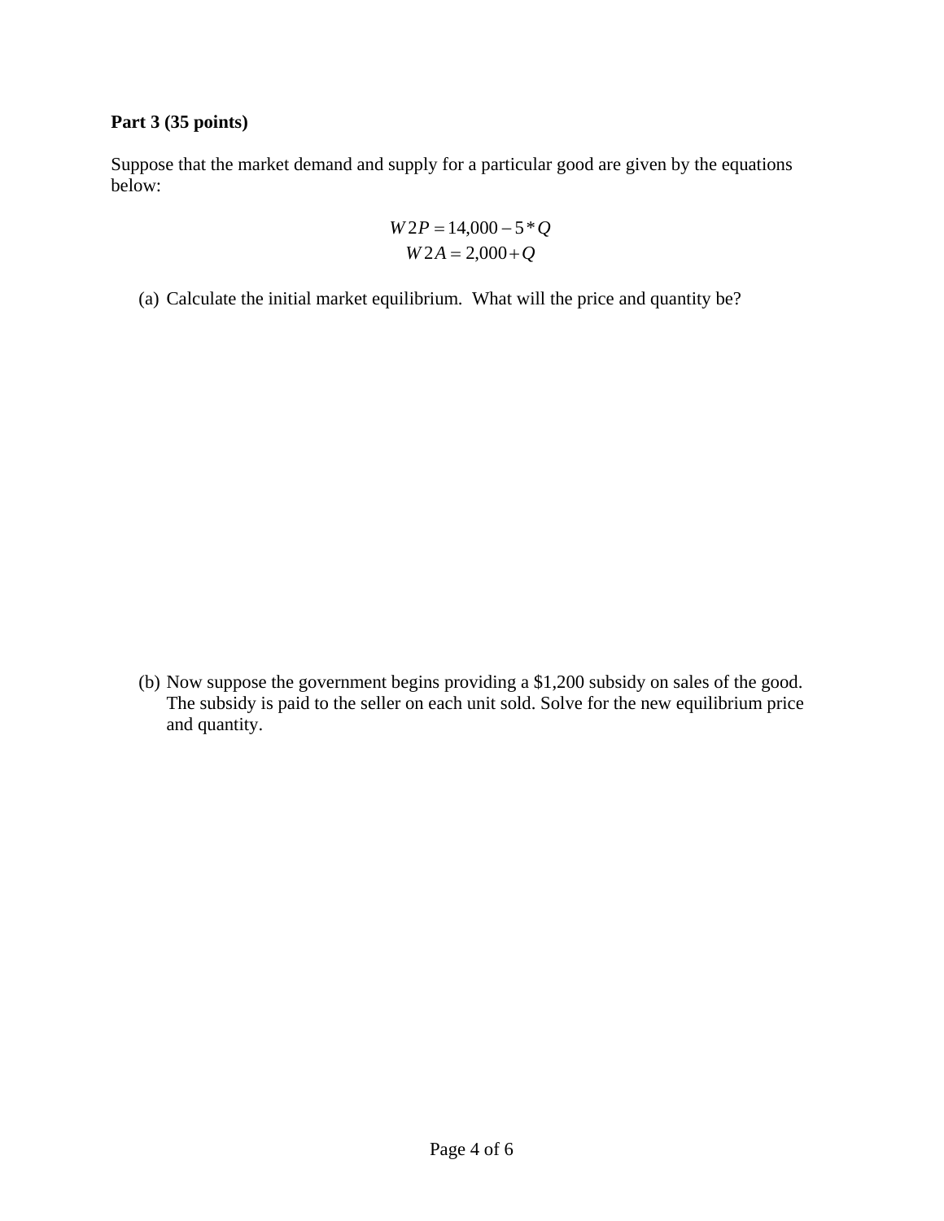**Part 3 (35 points)**

Suppose that the market demand and supply for a particular good are given by the equations below:

$$W2P = 14{,}000 - 5 * Q$$
$$W2A = 2{,}000 + Q$$

(a) Calculate the initial market equilibrium. What will the price and quantity be?

(b) Now suppose the government begins providing a $1,200 subsidy on sales of the good. The subsidy is paid to the seller on each unit sold. Solve for the new equilibrium price and quantity.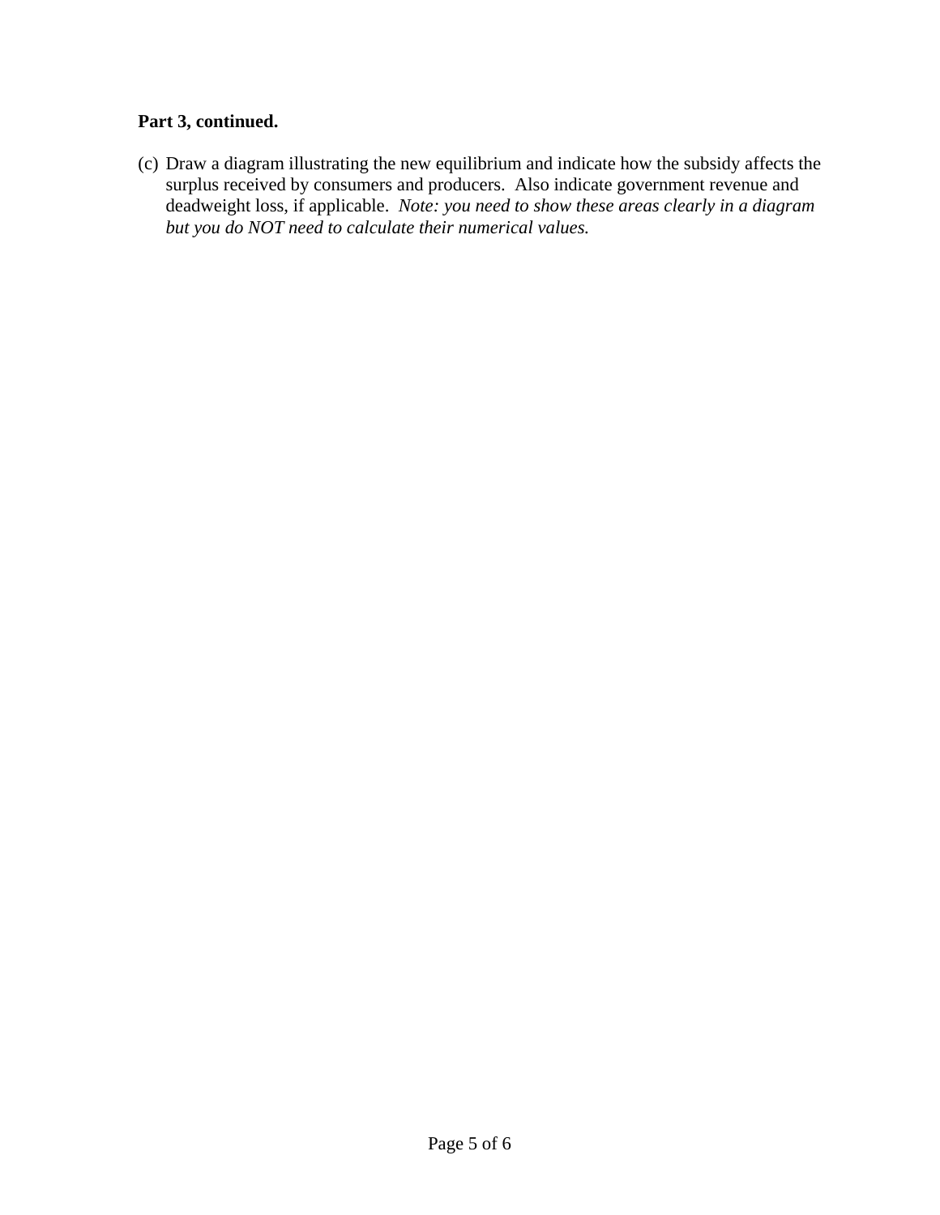**Part 3, continued.**

(c) Draw a diagram illustrating the new equilibrium and indicate how the subsidy affects the surplus received by consumers and producers. Also indicate government revenue and deadweight loss, if applicable. *Note: you need to show these areas clearly in a diagram but you do NOT need to calculate their numerical values.*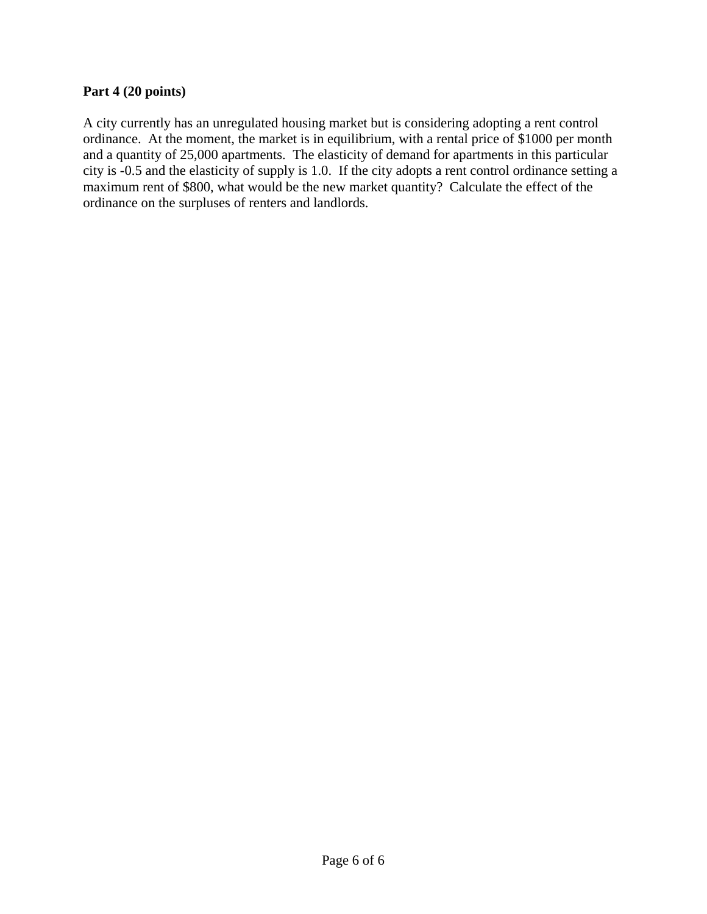**Part 4 (20 points)**

A city currently has an unregulated housing market but is considering adopting a rent control ordinance. At the moment, the market is in equilibrium, with a rental price of $1000 per month and a quantity of 25,000 apartments. The elasticity of demand for apartments in this particular city is -0.5 and the elasticity of supply is 1.0. If the city adopts a rent control ordinance setting a maximum rent of $800, what would be the new market quantity? Calculate the effect of the ordinance on the surpluses of renters and landlords.